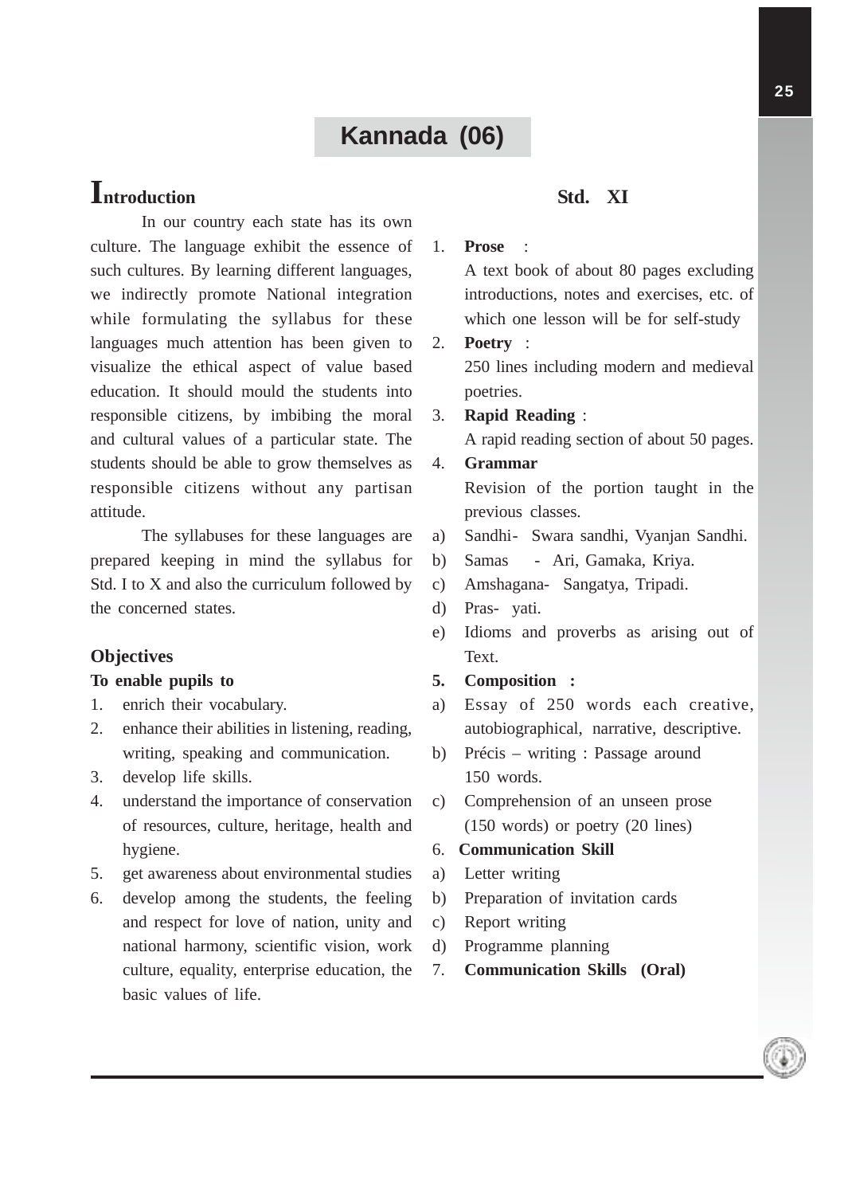# Kannada (06)

## Introduction

In our country each state has its own culture. The language exhibit the essence of such cultures. By learning different languages, we indirectly promote National integration while formulating the syllabus for these languages much attention has been given to visualize the ethical aspect of value based education. It should mould the students into responsible citizens, by imbibing the moral and cultural values of a particular state. The students should be able to grow themselves as responsible citizens without any partisan attitude.

The syllabuses for these languages are prepared keeping in mind the syllabus for Std. I to X and also the curriculum followed by the concerned states.

### Objectives

**To enable pupils to**

1. enrich their vocabulary.
2. enhance their abilities in listening, reading, writing, speaking and communication.
3. develop life skills.
4. understand the importance of conservation of resources, culture, heritage, health and hygiene.
5. get awareness about environmental studies
6. develop among the students, the feeling and respect for love of nation, unity and national harmony, scientific vision, work culture, equality, enterprise education, the basic values of life.

## Std. XI

1. **Prose** :
   A text book of about 80 pages excluding introductions, notes and exercises, etc. of which one lesson will be for self-study
2. **Poetry** :
   250 lines including modern and medieval poetries.
3. **Rapid Reading** :
   A rapid reading section of about 50 pages.
4. **Grammar**
   Revision of the portion taught in the previous classes.

a) Sandhi- Swara sandhi, Vyanjan Sandhi.
b) Samas - Ari, Gamaka, Kriya.
c) Amshagana- Sangatya, Tripadi.
d) Pras- yati.
e) Idioms and proverbs as arising out of Text.

**5. Composition :**

a) Essay of 250 words each creative, autobiographical, narrative, descriptive.
b) Précis – writing : Passage around 150 words.
c) Comprehension of an unseen prose (150 words) or poetry (20 lines)

6. **Communication Skill**

a) Letter writing
b) Preparation of invitation cards
c) Report writing
d) Programme planning

7. **Communication Skills (Oral)**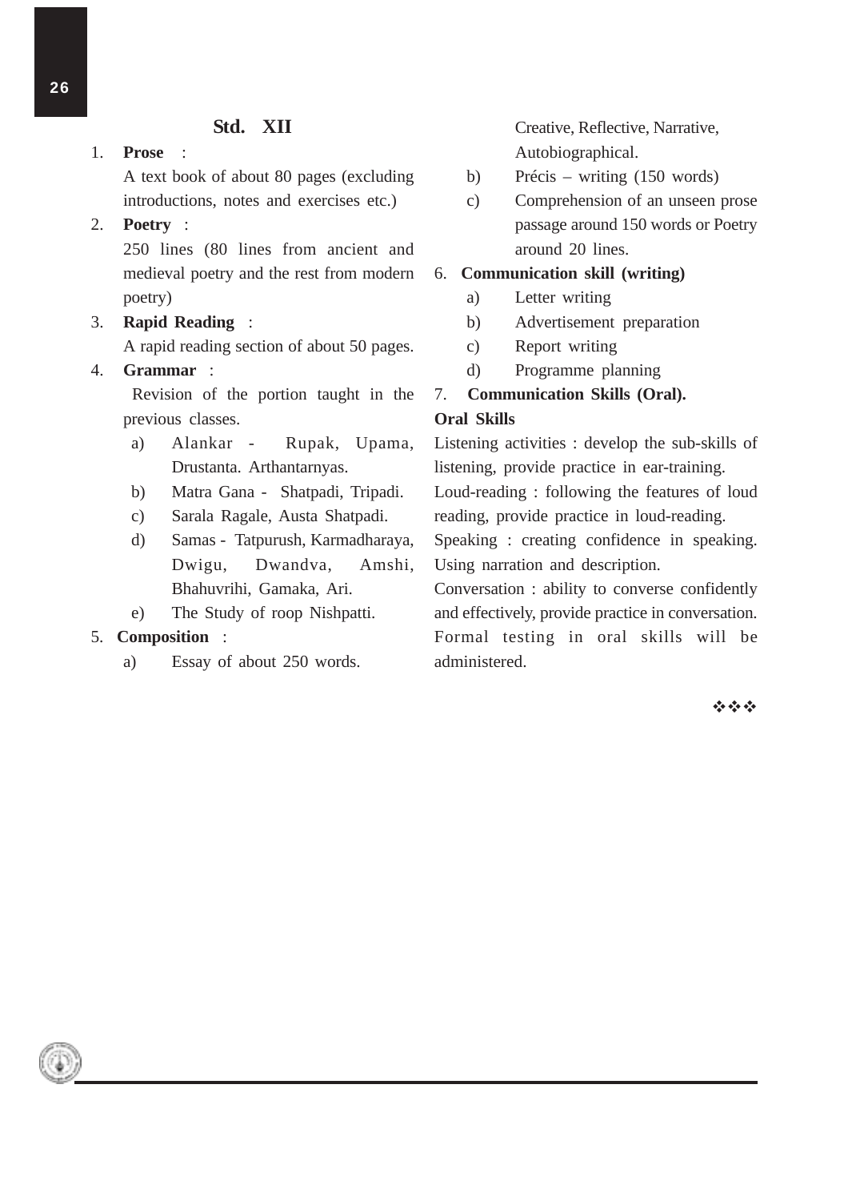## Std. XII

1. **Prose** :

   A text book of about 80 pages (excluding introductions, notes and exercises etc.)

2. **Poetry** :

   250 lines (80 lines from ancient and medieval poetry and the rest from modern poetry)

3. **Rapid Reading** :

   A rapid reading section of about 50 pages.

4. **Grammar** :

   Revision of the portion taught in the previous classes.

   a) Alankar - Rupak, Upama, Drustanta. Arthantarnyas.
   b) Matra Gana - Shatpadi, Tripadi.
   c) Sarala Ragale, Austa Shatpadi.
   d) Samas - Tatpurush, Karmadharaya, Dwigu, Dwandva, Amshi, Bhahuvrihi, Gamaka, Ari.
   e) The Study of roop Nishpatti.

5. **Composition** :

   a) Essay of about 250 words. Creative, Reflective, Narrative, Autobiographical.
   b) Précis – writing (150 words)
   c) Comprehension of an unseen prose passage around 150 words or Poetry around 20 lines.

6. **Communication skill (writing)**

   a) Letter writing
   b) Advertisement preparation
   c) Report writing
   d) Programme planning

7. **Communication Skills (Oral).**

**Oral Skills**

Listening activities : develop the sub-skills of listening, provide practice in ear-training.

Loud-reading : following the features of loud reading, provide practice in loud-reading.

Speaking : creating confidence in speaking. Using narration and description.

Conversation : ability to converse confidently and effectively, provide practice in conversation.

Formal testing in oral skills will be administered.

❖❖❖